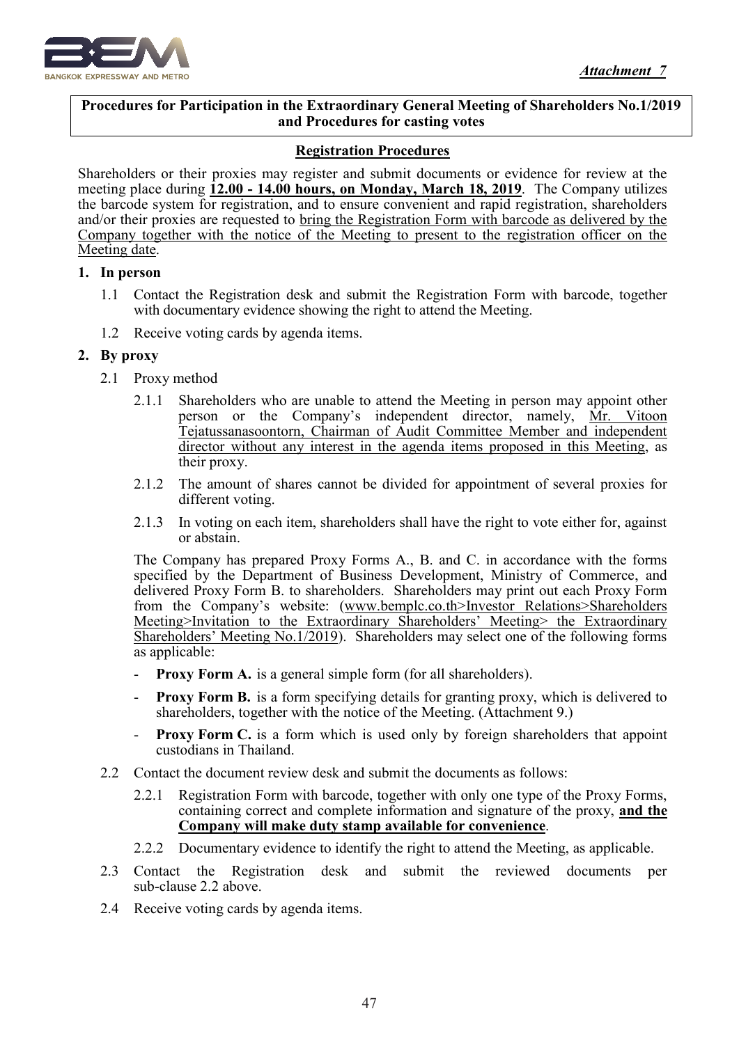*Attachment 7*

**Procedures for Participation in the Extraordinary General Meeting of Shareholders No.1/2019 and Procedures for casting votes**

## Registration Procedures

Shareholders or their proxies may register and submit documents or evidence for review at the meeting place during **12.00 - 14.00 hours, on Monday, March 18, 2019**. The Company utilizes the barcode system for registration, and to ensure convenient and rapid registration, shareholders and/or their proxies are requested to bring the Registration Form with barcode as delivered by the Company together with the notice of the Meeting to present to the registration officer on the Meeting date.

**1. In person**

1.1 Contact the Registration desk and submit the Registration Form with barcode, together with documentary evidence showing the right to attend the Meeting.

1.2 Receive voting cards by agenda items.

**2. By proxy**

2.1 Proxy method

2.1.1 Shareholders who are unable to attend the Meeting in person may appoint other person or the Company's independent director, namely, Mr. Vitoon Tejatussanasoontorn, Chairman of Audit Committee Member and independent director without any interest in the agenda items proposed in this Meeting, as their proxy.

2.1.2 The amount of shares cannot be divided for appointment of several proxies for different voting.

2.1.3 In voting on each item, shareholders shall have the right to vote either for, against or abstain.

The Company has prepared Proxy Forms A., B. and C. in accordance with the forms specified by the Department of Business Development, Ministry of Commerce, and delivered Proxy Form B. to shareholders. Shareholders may print out each Proxy Form from the Company's website: (www.bemplc.co.th>Investor Relations>Shareholders Meeting>Invitation to the Extraordinary Shareholders' Meeting> the Extraordinary Shareholders' Meeting No.1/2019). Shareholders may select one of the following forms as applicable:

- **Proxy Form A.** is a general simple form (for all shareholders).
- **Proxy Form B.** is a form specifying details for granting proxy, which is delivered to shareholders, together with the notice of the Meeting. (Attachment 9.)
- **Proxy Form C.** is a form which is used only by foreign shareholders that appoint custodians in Thailand.

2.2 Contact the document review desk and submit the documents as follows:

2.2.1 Registration Form with barcode, together with only one type of the Proxy Forms, containing correct and complete information and signature of the proxy, **and the Company will make duty stamp available for convenience**.

2.2.2 Documentary evidence to identify the right to attend the Meeting, as applicable.

2.3 Contact the Registration desk and submit the reviewed documents per sub-clause 2.2 above.

2.4 Receive voting cards by agenda items.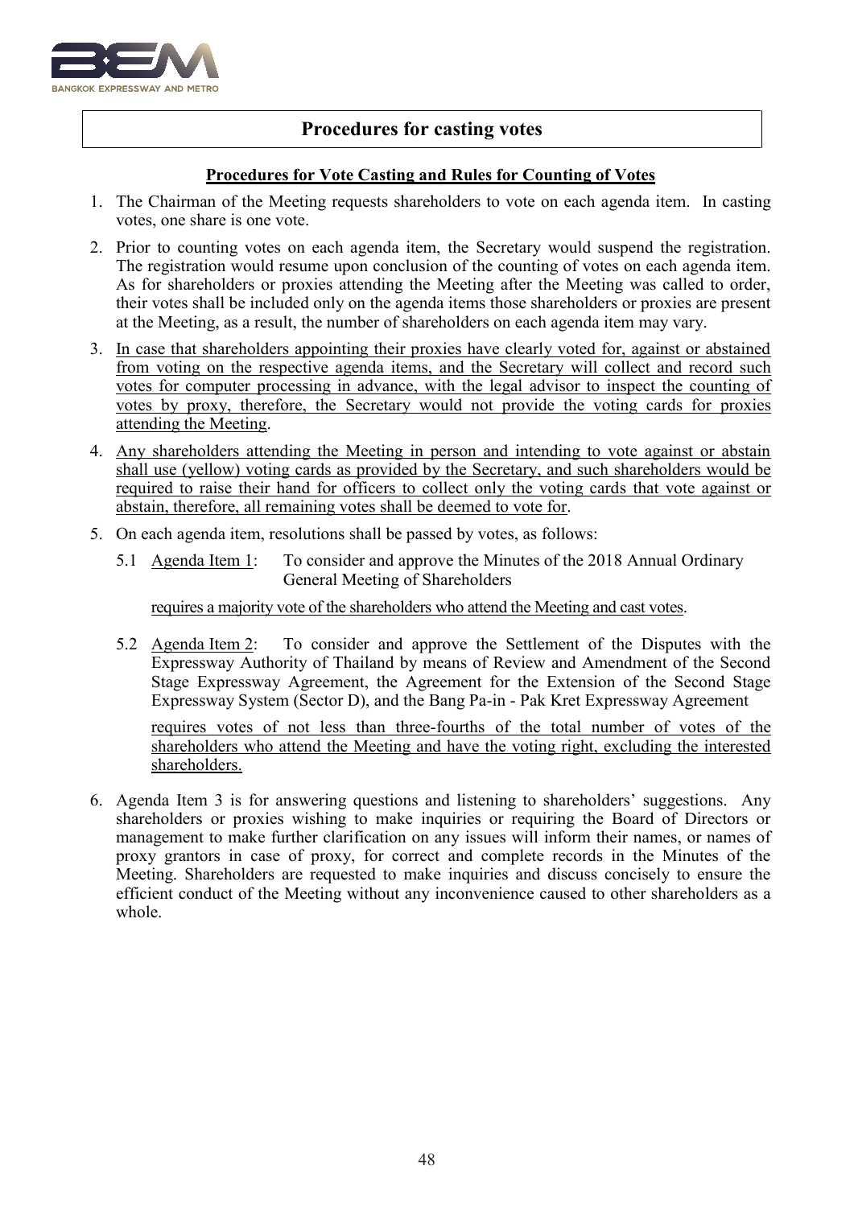## Procedures for casting votes

**Procedures for Vote Casting and Rules for Counting of Votes**

1. The Chairman of the Meeting requests shareholders to vote on each agenda item. In casting votes, one share is one vote.
2. Prior to counting votes on each agenda item, the Secretary would suspend the registration. The registration would resume upon conclusion of the counting of votes on each agenda item. As for shareholders or proxies attending the Meeting after the Meeting was called to order, their votes shall be included only on the agenda items those shareholders or proxies are present at the Meeting, as a result, the number of shareholders on each agenda item may vary.
3. In case that shareholders appointing their proxies have clearly voted for, against or abstained from voting on the respective agenda items, and the Secretary will collect and record such votes for computer processing in advance, with the legal advisor to inspect the counting of votes by proxy, therefore, the Secretary would not provide the voting cards for proxies attending the Meeting.
4. Any shareholders attending the Meeting in person and intending to vote against or abstain shall use (yellow) voting cards as provided by the Secretary, and such shareholders would be required to raise their hand for officers to collect only the voting cards that vote against or abstain, therefore, all remaining votes shall be deemed to vote for.
5. On each agenda item, resolutions shall be passed by votes, as follows:

   5.1 Agenda Item 1: To consider and approve the Minutes of the 2018 Annual Ordinary General Meeting of Shareholders

   requires a majority vote of the shareholders who attend the Meeting and cast votes.

   5.2 Agenda Item 2: To consider and approve the Settlement of the Disputes with the Expressway Authority of Thailand by means of Review and Amendment of the Second Stage Expressway Agreement, the Agreement for the Extension of the Second Stage Expressway System (Sector D), and the Bang Pa-in - Pak Kret Expressway Agreement

   requires votes of not less than three-fourths of the total number of votes of the shareholders who attend the Meeting and have the voting right, excluding the interested shareholders.

6. Agenda Item 3 is for answering questions and listening to shareholders' suggestions. Any shareholders or proxies wishing to make inquiries or requiring the Board of Directors or management to make further clarification on any issues will inform their names, or names of proxy grantors in case of proxy, for correct and complete records in the Minutes of the Meeting. Shareholders are requested to make inquiries and discuss concisely to ensure the efficient conduct of the Meeting without any inconvenience caused to other shareholders as a whole.